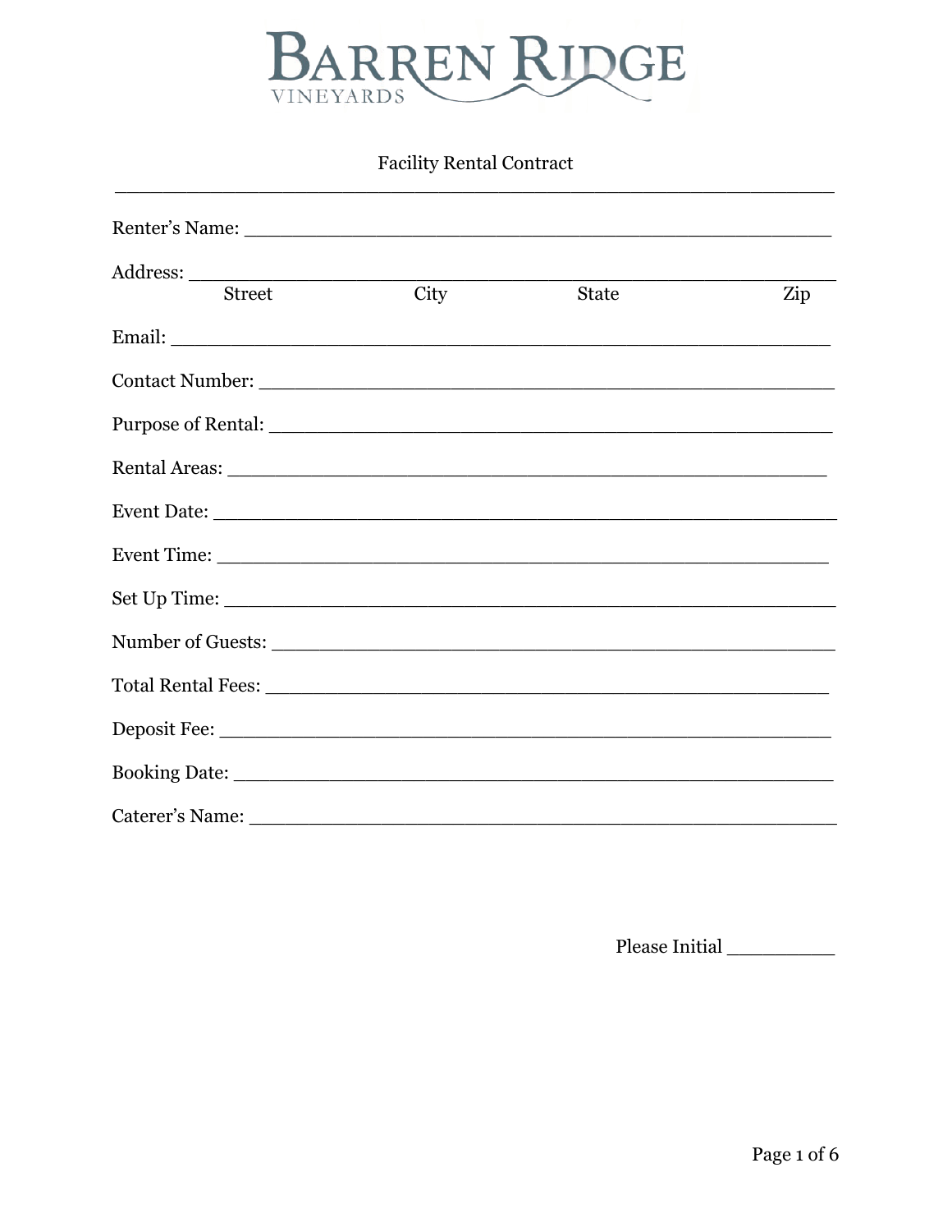# BARREN RIDGE VINEYARDS

## Facility Rental Contract

Renter's Name: ______________________________________________

Address: ______________________________________________
Street City State Zip

Email: ______________________________________________

Contact Number: ______________________________________________

Purpose of Rental: ______________________________________________

Rental Areas: ______________________________________________

Event Date: ______________________________________________

Event Time: ______________________________________________

Set Up Time: ______________________________________________

Number of Guests: ______________________________________________

Total Rental Fees: ______________________________________________

Deposit Fee: ______________________________________________

Booking Date: ______________________________________________

Caterer's Name: ______________________________________________

Please Initial __________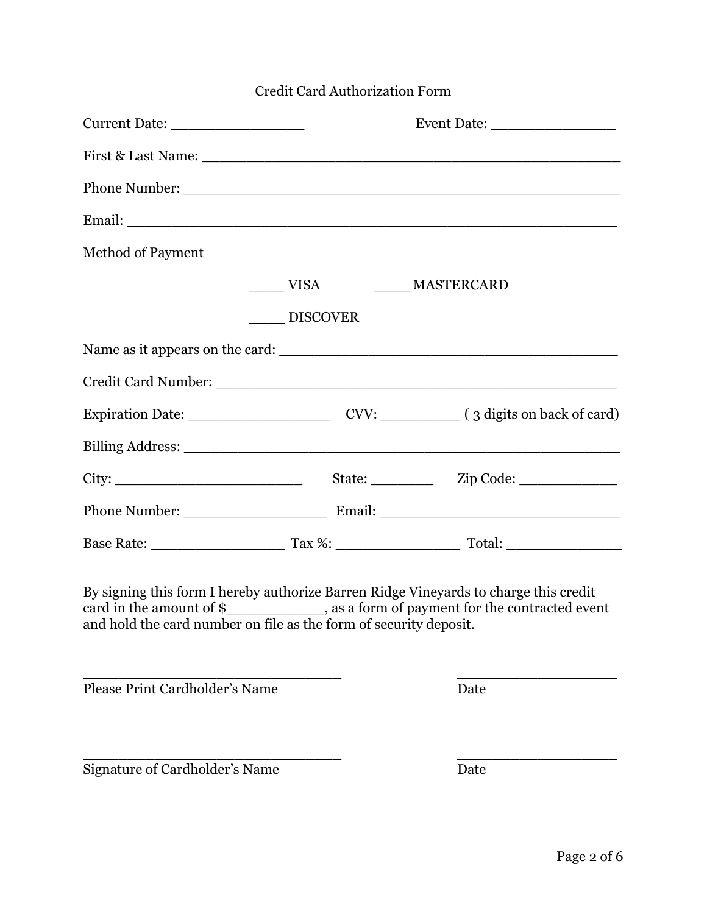# Credit Card Authorization Form

Current Date: _______________ Event Date: ______________

First & Last Name: _________________________________________________

Phone Number: ____________________________________________________

Email: _________________________________________________________

Method of Payment

____ VISA ____ MASTERCARD

____ DISCOVER

Name as it appears on the card: ______________________________________

Credit Card Number: ______________________________________________

Expiration Date: ________________ CVV: _________ ( 3 digits on back of card)

Billing Address: ___________________________________________________

City: ______________________ State: _______ Zip Code: ___________

Phone Number: ________________ Email: ____________________________

Base Rate: _______________ Tax %: ______________ Total: _____________

By signing this form I hereby authorize Barren Ridge Vineyards to charge this credit card in the amount of $___________, as a form of payment for the contracted event and hold the card number on file as the form of security deposit.

______________________________ ___________________
Please Print Cardholder's Name Date

______________________________ ___________________
Signature of Cardholder's Name Date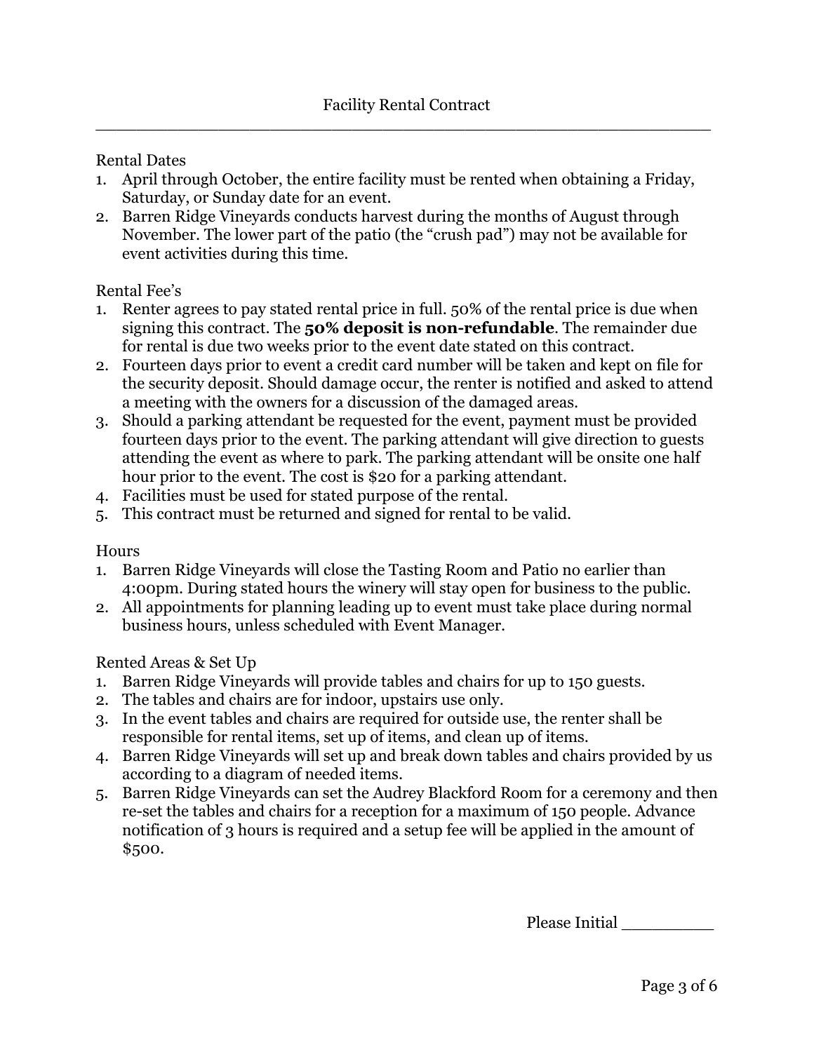# Facility Rental Contract

## Rental Dates

1. April through October, the entire facility must be rented when obtaining a Friday, Saturday, or Sunday date for an event.
2. Barren Ridge Vineyards conducts harvest during the months of August through November. The lower part of the patio (the "crush pad") may not be available for event activities during this time.

## Rental Fee's

1. Renter agrees to pay stated rental price in full. 50% of the rental price is due when signing this contract. The **50% deposit is non-refundable**. The remainder due for rental is due two weeks prior to the event date stated on this contract.
2. Fourteen days prior to event a credit card number will be taken and kept on file for the security deposit. Should damage occur, the renter is notified and asked to attend a meeting with the owners for a discussion of the damaged areas.
3. Should a parking attendant be requested for the event, payment must be provided fourteen days prior to the event. The parking attendant will give direction to guests attending the event as where to park. The parking attendant will be onsite one half hour prior to the event. The cost is $20 for a parking attendant.
4. Facilities must be used for stated purpose of the rental.
5. This contract must be returned and signed for rental to be valid.

## Hours

1. Barren Ridge Vineyards will close the Tasting Room and Patio no earlier than 4:00pm. During stated hours the winery will stay open for business to the public.
2. All appointments for planning leading up to event must take place during normal business hours, unless scheduled with Event Manager.

## Rented Areas & Set Up

1. Barren Ridge Vineyards will provide tables and chairs for up to 150 guests.
2. The tables and chairs are for indoor, upstairs use only.
3. In the event tables and chairs are required for outside use, the renter shall be responsible for rental items, set up of items, and clean up of items.
4. Barren Ridge Vineyards will set up and break down tables and chairs provided by us according to a diagram of needed items.
5. Barren Ridge Vineyards can set the Audrey Blackford Room for a ceremony and then re-set the tables and chairs for a reception for a maximum of 150 people. Advance notification of 3 hours is required and a setup fee will be applied in the amount of $500.

Please Initial _________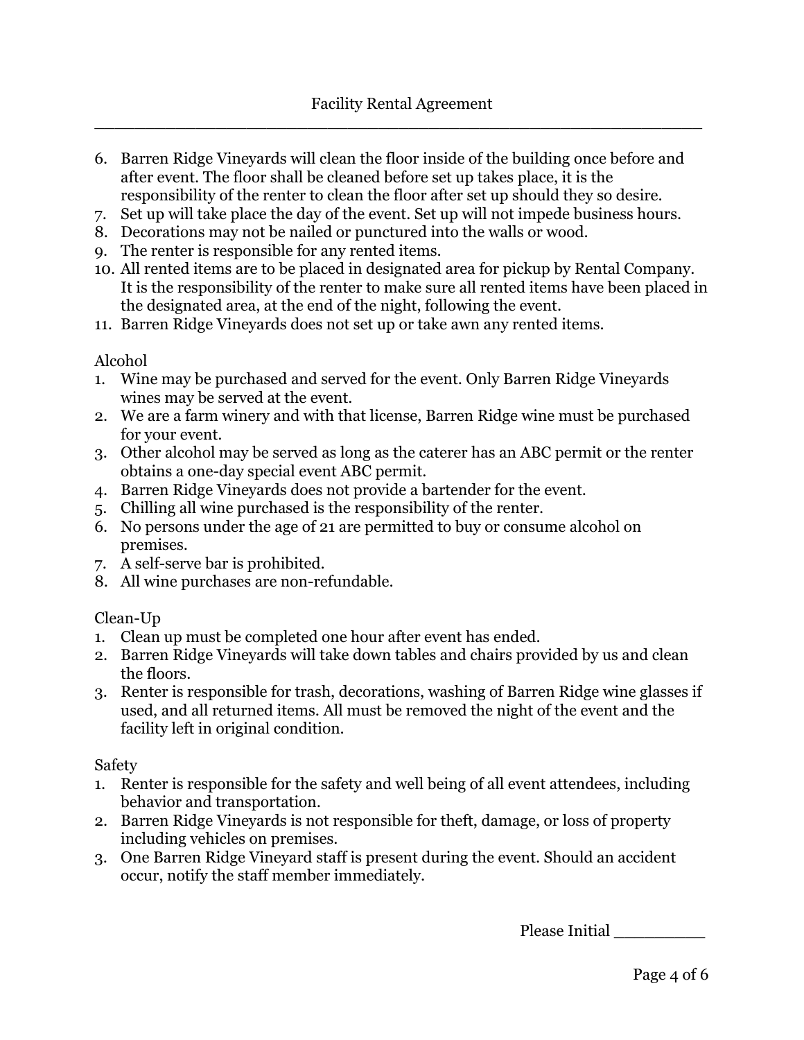6. Barren Ridge Vineyards will clean the floor inside of the building once before and after event. The floor shall be cleaned before set up takes place, it is the responsibility of the renter to clean the floor after set up should they so desire.
7. Set up will take place the day of the event. Set up will not impede business hours.
8. Decorations may not be nailed or punctured into the walls or wood.
9. The renter is responsible for any rented items.
10. All rented items are to be placed in designated area for pickup by Rental Company. It is the responsibility of the renter to make sure all rented items have been placed in the designated area, at the end of the night, following the event.
11. Barren Ridge Vineyards does not set up or take awn any rented items.

Alcohol

1. Wine may be purchased and served for the event. Only Barren Ridge Vineyards wines may be served at the event.
2. We are a farm winery and with that license, Barren Ridge wine must be purchased for your event.
3. Other alcohol may be served as long as the caterer has an ABC permit or the renter obtains a one-day special event ABC permit.
4. Barren Ridge Vineyards does not provide a bartender for the event.
5. Chilling all wine purchased is the responsibility of the renter.
6. No persons under the age of 21 are permitted to buy or consume alcohol on premises.
7. A self-serve bar is prohibited.
8. All wine purchases are non-refundable.

Clean-Up

1. Clean up must be completed one hour after event has ended.
2. Barren Ridge Vineyards will take down tables and chairs provided by us and clean the floors.
3. Renter is responsible for trash, decorations, washing of Barren Ridge wine glasses if used, and all returned items. All must be removed the night of the event and the facility left in original condition.

Safety

1. Renter is responsible for the safety and well being of all event attendees, including behavior and transportation.
2. Barren Ridge Vineyards is not responsible for theft, damage, or loss of property including vehicles on premises.
3. One Barren Ridge Vineyard staff is present during the event. Should an accident occur, notify the staff member immediately.

Please Initial _________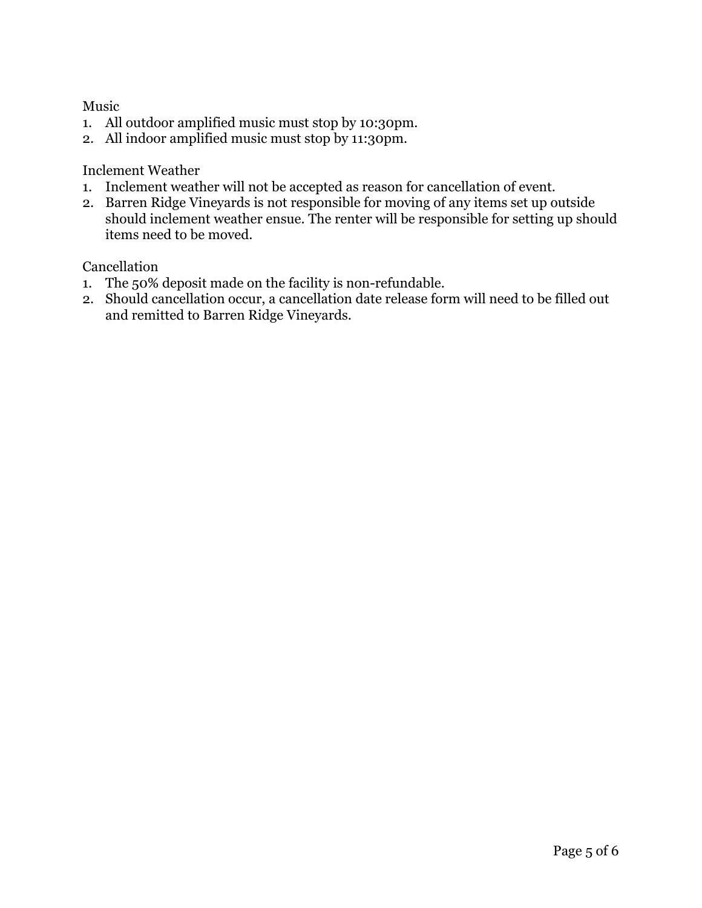Music
1. All outdoor amplified music must stop by 10:30pm.
2. All indoor amplified music must stop by 11:30pm.

Inclement Weather
1. Inclement weather will not be accepted as reason for cancellation of event.
2. Barren Ridge Vineyards is not responsible for moving of any items set up outside should inclement weather ensue. The renter will be responsible for setting up should items need to be moved.

Cancellation
1. The 50% deposit made on the facility is non-refundable.
2. Should cancellation occur, a cancellation date release form will need to be filled out and remitted to Barren Ridge Vineyards.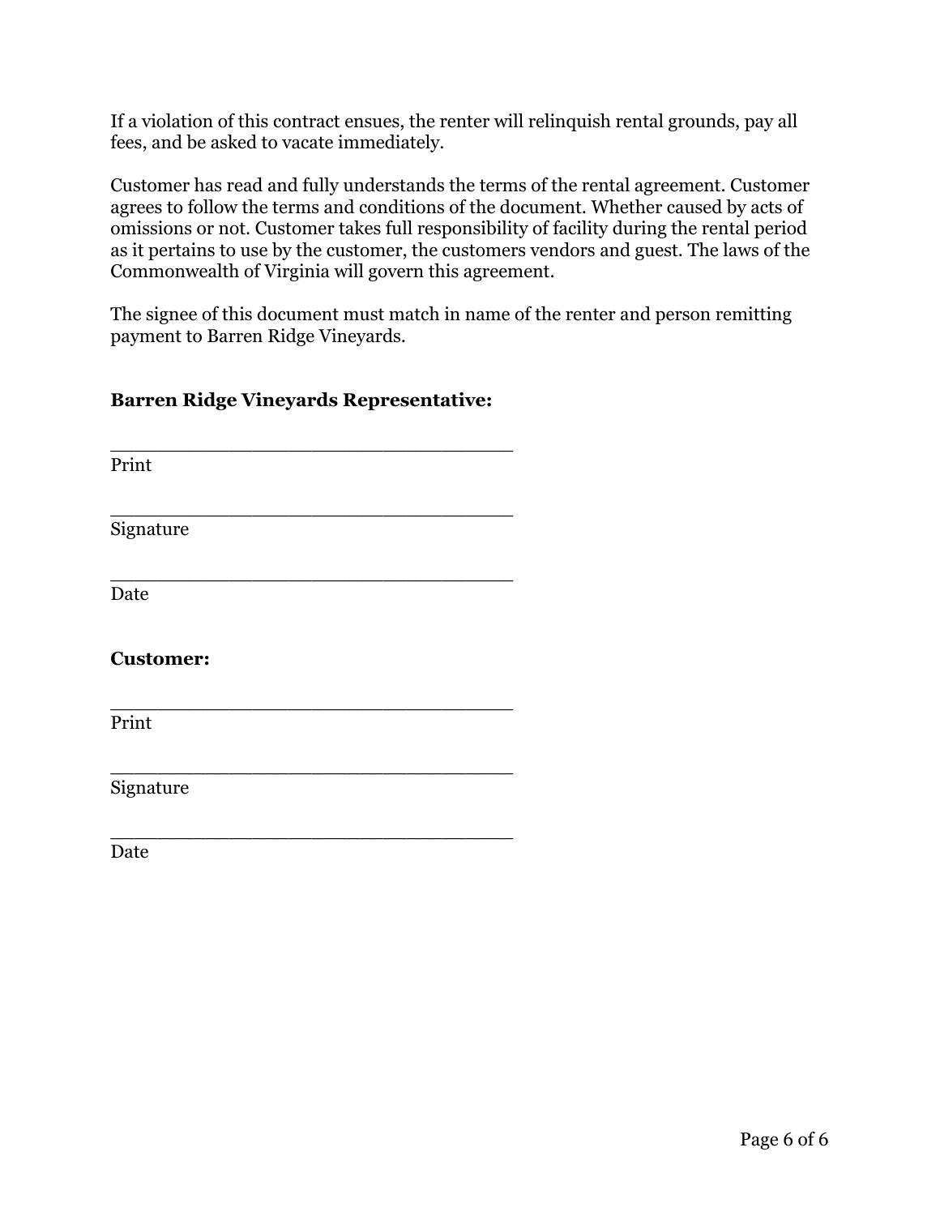If a violation of this contract ensues, the renter will relinquish rental grounds, pay all fees, and be asked to vacate immediately.

Customer has read and fully understands the terms of the rental agreement. Customer agrees to follow the terms and conditions of the document. Whether caused by acts of omissions or not. Customer takes full responsibility of facility during the rental period as it pertains to use by the customer, the customers vendors and guest. The laws of the Commonwealth of Virginia will govern this agreement.

The signee of this document must match in name of the renter and person remitting payment to Barren Ridge Vineyards.

**Barren Ridge Vineyards Representative:**

___________________________________
Print

___________________________________
Signature

___________________________________
Date

**Customer:**

___________________________________
Print

___________________________________
Signature

___________________________________
Date